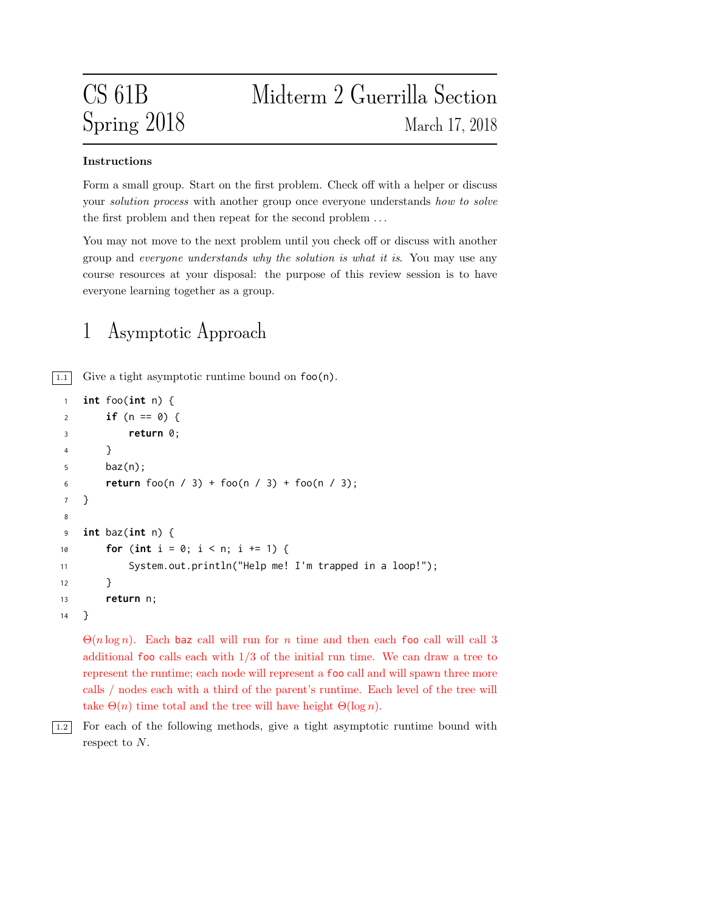# CS 61B Spring 2018 — Midterm 2 Guerrilla Section

March 17, 2018

**Instructions**

Form a small group. Start on the first problem. Check off with a helper or discuss your *solution process* with another group once everyone understands *how to solve* the first problem and then repeat for the second problem ...

You may not move to the next problem until you check off or discuss with another group and *everyone understands why the solution is what it is*. You may use any course resources at your disposal: the purpose of this review session is to have everyone learning together as a group.

## 1 Asymptotic Approach

**1.1** Give a tight asymptotic runtime bound on `foo(n)`.

```java
int foo(int n) {
    if (n == 0) {
        return 0;
    }
    baz(n);
    return foo(n / 3) + foo(n / 3) + foo(n / 3);
}

int baz(int n) {
    for (int i = 0; i < n; i += 1) {
        System.out.println("Help me! I'm trapped in a loop!");
    }
    return n;
}
```

$\Theta(n \log n)$. Each `baz` call will run for $n$ time and then each `foo` call will call 3 additional `foo` calls each with 1/3 of the initial run time. We can draw a tree to represent the runtime; each node will represent a `foo` call and will spawn three more calls / nodes each with a third of the parent's runtime. Each level of the tree will take $\Theta(n)$ time total and the tree will have height $\Theta(\log n)$.

**1.2** For each of the following methods, give a tight asymptotic runtime bound with respect to $N$.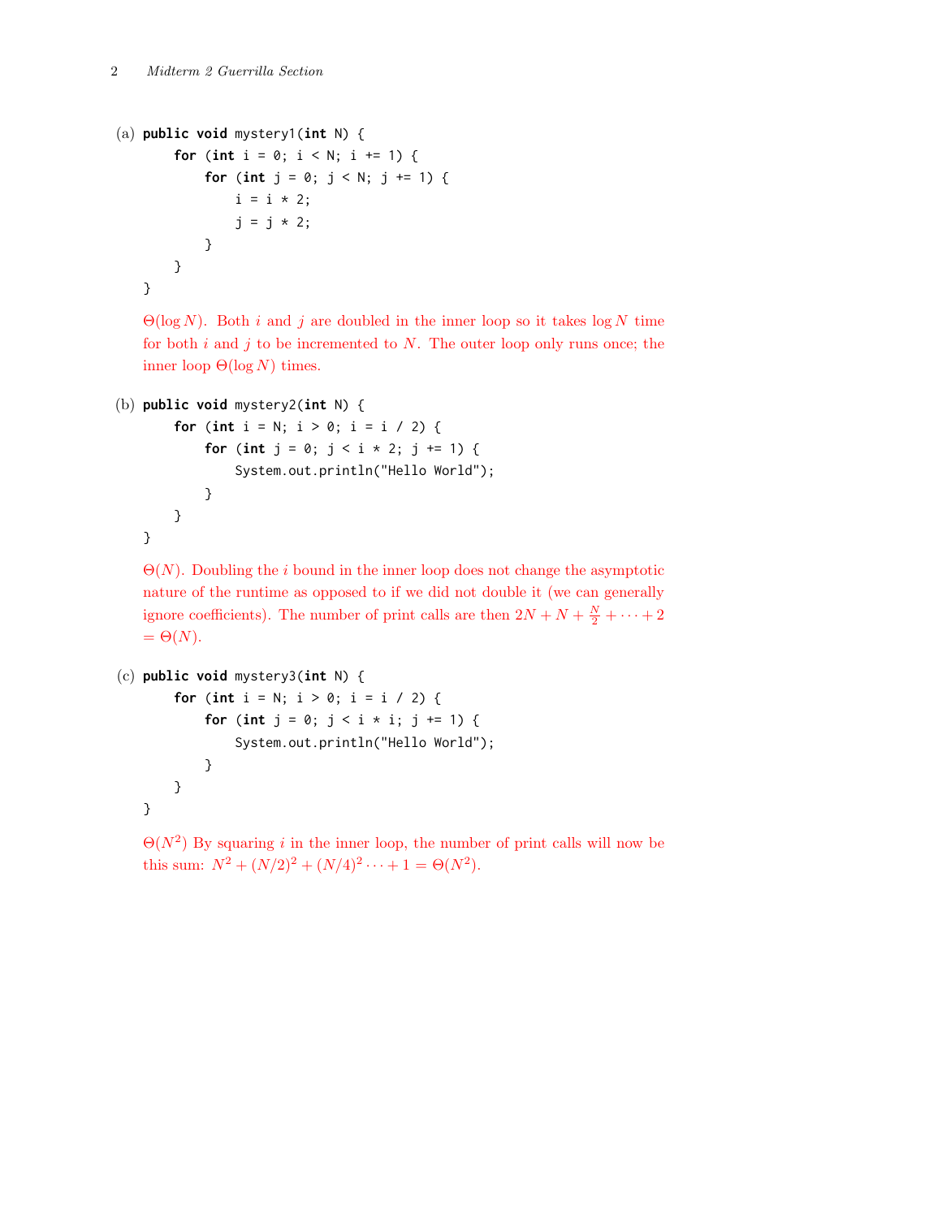(a) 
```java
public void mystery1(int N) {
    for (int i = 0; i < N; i += 1) {
        for (int j = 0; j < N; j += 1) {
            i = i * 2;
            j = j * 2;
        }
    }
}
```

$\Theta(\log N)$. Both $i$ and $j$ are doubled in the inner loop so it takes $\log N$ time for both $i$ and $j$ to be incremented to $N$. The outer loop only runs once; the inner loop $\Theta(\log N)$ times.

(b) 
```java
public void mystery2(int N) {
    for (int i = N; i > 0; i = i / 2) {
        for (int j = 0; j < i * 2; j += 1) {
            System.out.println("Hello World");
        }
    }
}
```

$\Theta(N)$. Doubling the $i$ bound in the inner loop does not change the asymptotic nature of the runtime as opposed to if we did not double it (we can generally ignore coefficients). The number of print calls are then $2N + N + \frac{N}{2} + \cdots + 2 = \Theta(N)$.

(c) 
```java
public void mystery3(int N) {
    for (int i = N; i > 0; i = i / 2) {
        for (int j = 0; j < i * i; j += 1) {
            System.out.println("Hello World");
        }
    }
}
```

$\Theta(N^2)$ By squaring $i$ in the inner loop, the number of print calls will now be this sum: $N^2 + (N/2)^2 + (N/4)^2 \cdots + 1 = \Theta(N^2)$.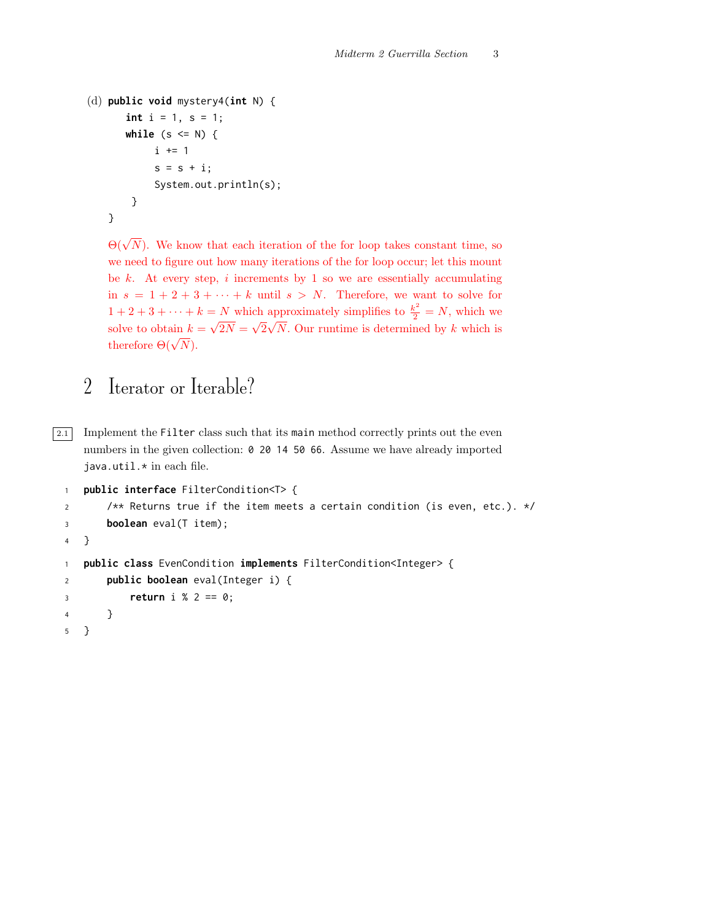(d)
```java
public void mystery4(int N) {
    int i = 1, s = 1;
    while (s <= N) {
        i += 1
        s = s + i;
        System.out.println(s);
    }
}
```

$\Theta(\sqrt{N})$. We know that each iteration of the for loop takes constant time, so we need to figure out how many iterations of the for loop occur; let this mount be $k$. At every step, $i$ increments by 1 so we are essentially accumulating in $s = 1 + 2 + 3 + \cdots + k$ until $s > N$. Therefore, we want to solve for $1 + 2 + 3 + \cdots + k = N$ which approximately simplifies to $\frac{k^2}{2} = N$, which we solve to obtain $k = \sqrt{2N} = \sqrt{2}\sqrt{N}$. Our runtime is determined by $k$ which is therefore $\Theta(\sqrt{N})$.

## 2 Iterator or Iterable?

2.1 Implement the `Filter` class such that its `main` method correctly prints out the even numbers in the given collection: `0 20 14 50 66`. Assume we have already imported `java.util.*` in each file.

```java
public interface FilterCondition<T> {
    /** Returns true if the item meets a certain condition (is even, etc.). */
    boolean eval(T item);
}
```

```java
public class EvenCondition implements FilterCondition<Integer> {
    public boolean eval(Integer i) {
        return i % 2 == 0;
    }
}
```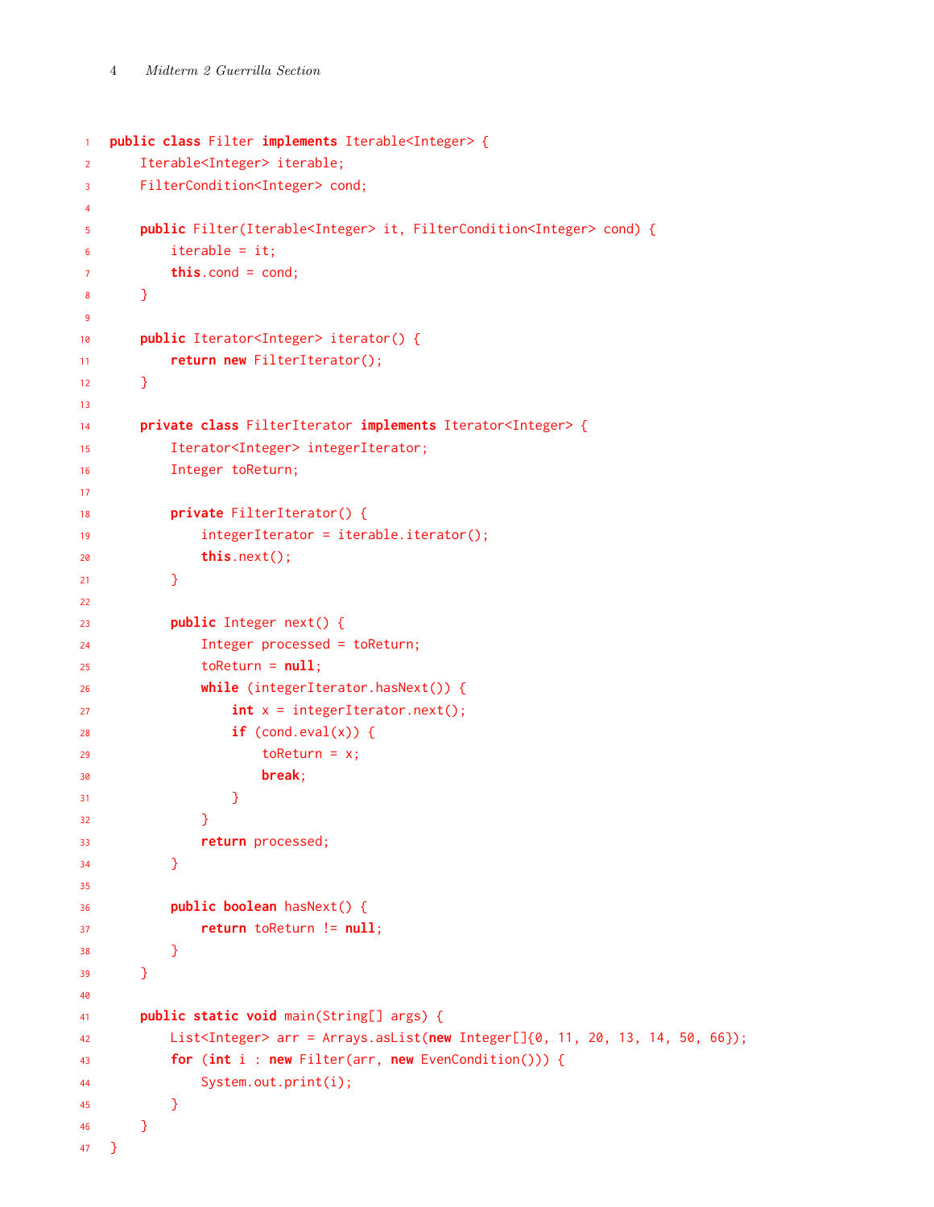```java
public class Filter implements Iterable<Integer> {
    Iterable<Integer> iterable;
    FilterCondition<Integer> cond;

    public Filter(Iterable<Integer> it, FilterCondition<Integer> cond) {
        iterable = it;
        this.cond = cond;
    }

    public Iterator<Integer> iterator() {
        return new FilterIterator();
    }

    private class FilterIterator implements Iterator<Integer> {
        Iterator<Integer> integerIterator;
        Integer toReturn;

        private FilterIterator() {
            integerIterator = iterable.iterator();
            this.next();
        }

        public Integer next() {
            Integer processed = toReturn;
            toReturn = null;
            while (integerIterator.hasNext()) {
                int x = integerIterator.next();
                if (cond.eval(x)) {
                    toReturn = x;
                    break;
                }
            }
            return processed;
        }

        public boolean hasNext() {
            return toReturn != null;
        }
    }

    public static void main(String[] args) {
        List<Integer> arr = Arrays.asList(new Integer[]{0, 11, 20, 13, 14, 50, 66});
        for (int i : new Filter(arr, new EvenCondition())) {
            System.out.print(i);
        }
    }
}
```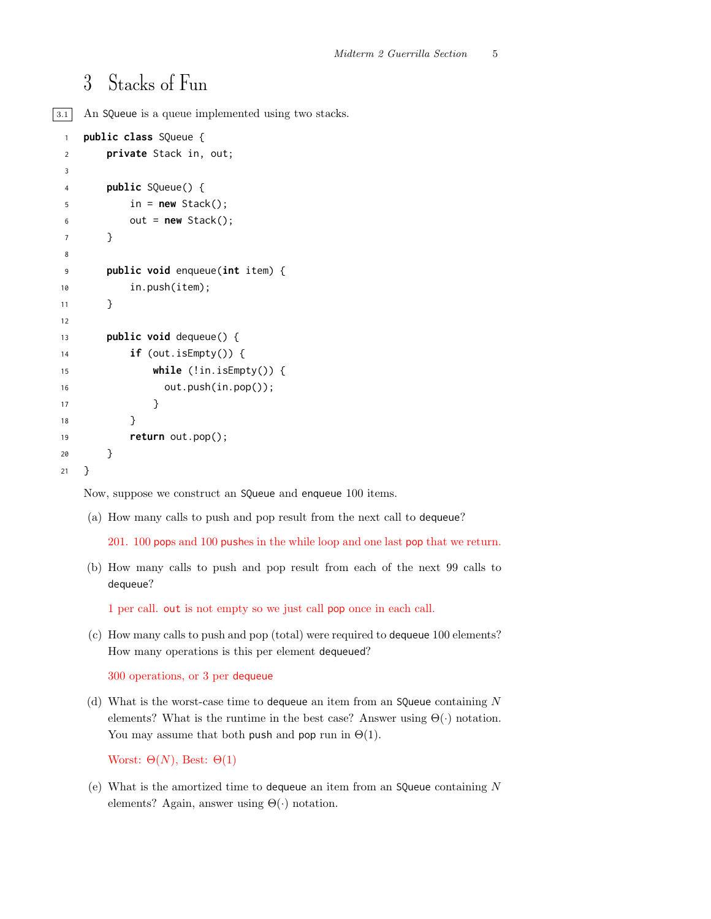# 3 Stacks of Fun

3.1 An SQueue is a queue implemented using two stacks.

```
public class SQueue {
    private Stack in, out;

    public SQueue() {
        in = new Stack();
        out = new Stack();
    }

    public void enqueue(int item) {
        in.push(item);
    }

    public void dequeue() {
        if (out.isEmpty()) {
            while (!in.isEmpty()) {
              out.push(in.pop());
            }
        }
        return out.pop();
    }
}
```

Now, suppose we construct an SQueue and enqueue 100 items.

(a) How many calls to push and pop result from the next call to dequeue?

201. 100 pops and 100 pushes in the while loop and one last pop that we return.

(b) How many calls to push and pop result from each of the next 99 calls to dequeue?

1 per call. out is not empty so we just call pop once in each call.

(c) How many calls to push and pop (total) were required to dequeue 100 elements? How many operations is this per element dequeued?

300 operations, or 3 per dequeue

(d) What is the worst-case time to dequeue an item from an SQueue containing $N$ elements? What is the runtime in the best case? Answer using $\Theta(\cdot)$ notation. You may assume that both push and pop run in $\Theta(1)$.

Worst: $\Theta(N)$, Best: $\Theta(1)$

(e) What is the amortized time to dequeue an item from an SQueue containing $N$ elements? Again, answer using $\Theta(\cdot)$ notation.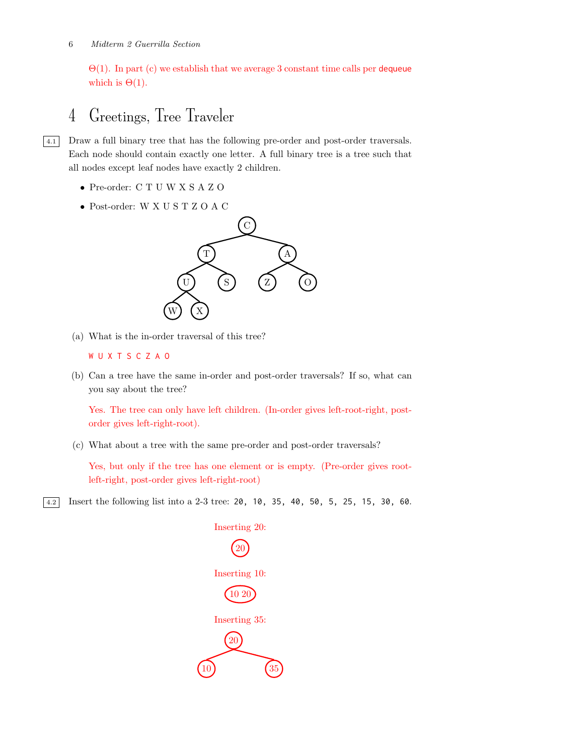$\Theta(1)$. In part (c) we establish that we average 3 constant time calls per `dequeue` which is $\Theta(1)$.

# 4 Greetings, Tree Traveler

**4.1** Draw a full binary tree that has the following pre-order and post-order traversals. Each node should contain exactly one letter. A full binary tree is a tree such that all nodes except leaf nodes have exactly 2 children.

- Pre-order: C T U W X S A Z O
- Post-order: W X U S T Z O A C

```
          C
        /   \
       T     A
      / \   / \
     U   S Z   O
    / \
   W   X
```

(a) What is the in-order traversal of this tree?

`W U X T S C Z A O`

(b) Can a tree have the same in-order and post-order traversals? If so, what can you say about the tree?

Yes. The tree can only have left children. (In-order gives left-root-right, post-order gives left-right-root).

(c) What about a tree with the same pre-order and post-order traversals?

Yes, but only if the tree has one element or is empty. (Pre-order gives root-left-right, post-order gives left-right-root)

**4.2** Insert the following list into a 2-3 tree: `20, 10, 35, 40, 50, 5, 25, 15, 30, 60`.

Inserting 20:

```
(20)
```

Inserting 10:

```
(10 20)
```

Inserting 35:

```
     (20)
    /    \
 (10)    (35)
```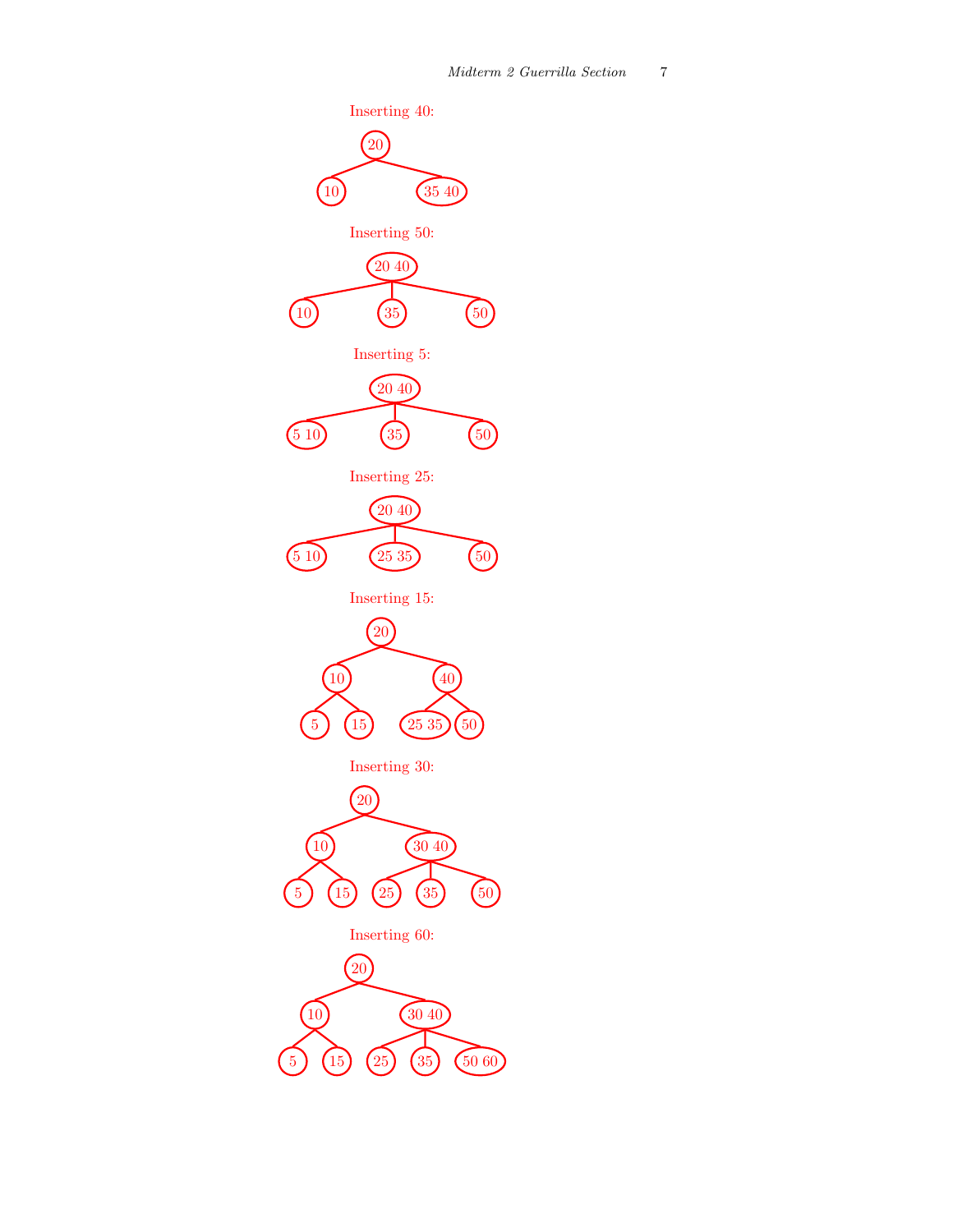Inserting 40:

```
      20
     /  \
   10   35 40
```

Inserting 50:

```
       20 40
     /   |   \
   10   35   50
```

Inserting 5:

```
       20 40
     /   |   \
  5 10  35   50
```

Inserting 25:

```
       20 40
     /   |   \
  5 10 25 35  50
```

Inserting 15:

```
          20
        /    \
      10      40
     /  \    /  \
    5   15 25 35 50
```

Inserting 30:

```
          20
        /    \
      10      30 40
     /  \    /  |  \
    5   15  25  35  50
```

Inserting 60:

```
          20
        /    \
      10      30 40
     /  \    /  |  \
    5   15  25  35  50 60
```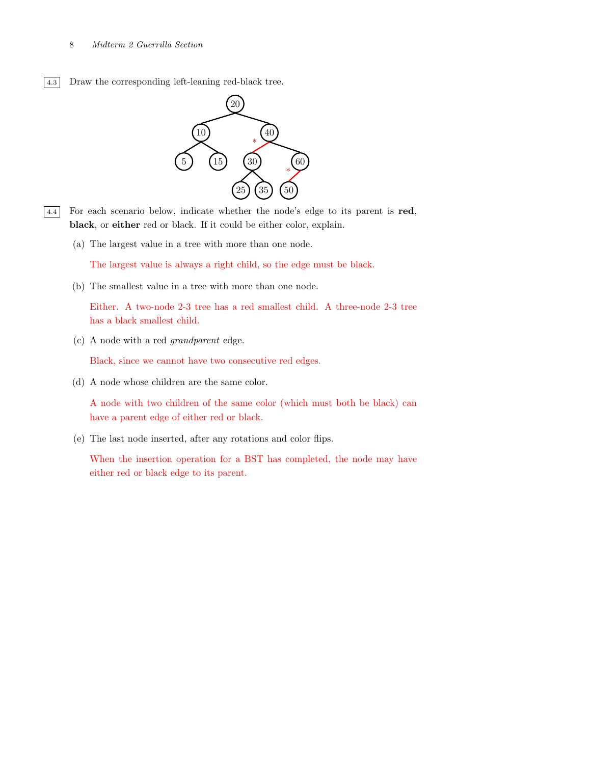4.3 Draw the corresponding left-leaning red-black tree.

4.4 For each scenario below, indicate whether the node's edge to its parent is **red**, **black**, or **either** red or black. If it could be either color, explain.

(a) The largest value in a tree with more than one node.

The largest value is always a right child, so the edge must be black.

(b) The smallest value in a tree with more than one node.

Either. A two-node 2-3 tree has a red smallest child. A three-node 2-3 tree has a black smallest child.

(c) A node with a red *grandparent* edge.

Black, since we cannot have two consecutive red edges.

(d) A node whose children are the same color.

A node with two children of the same color (which must both be black) can have a parent edge of either red or black.

(e) The last node inserted, after any rotations and color flips.

When the insertion operation for a BST has completed, the node may have either red or black edge to its parent.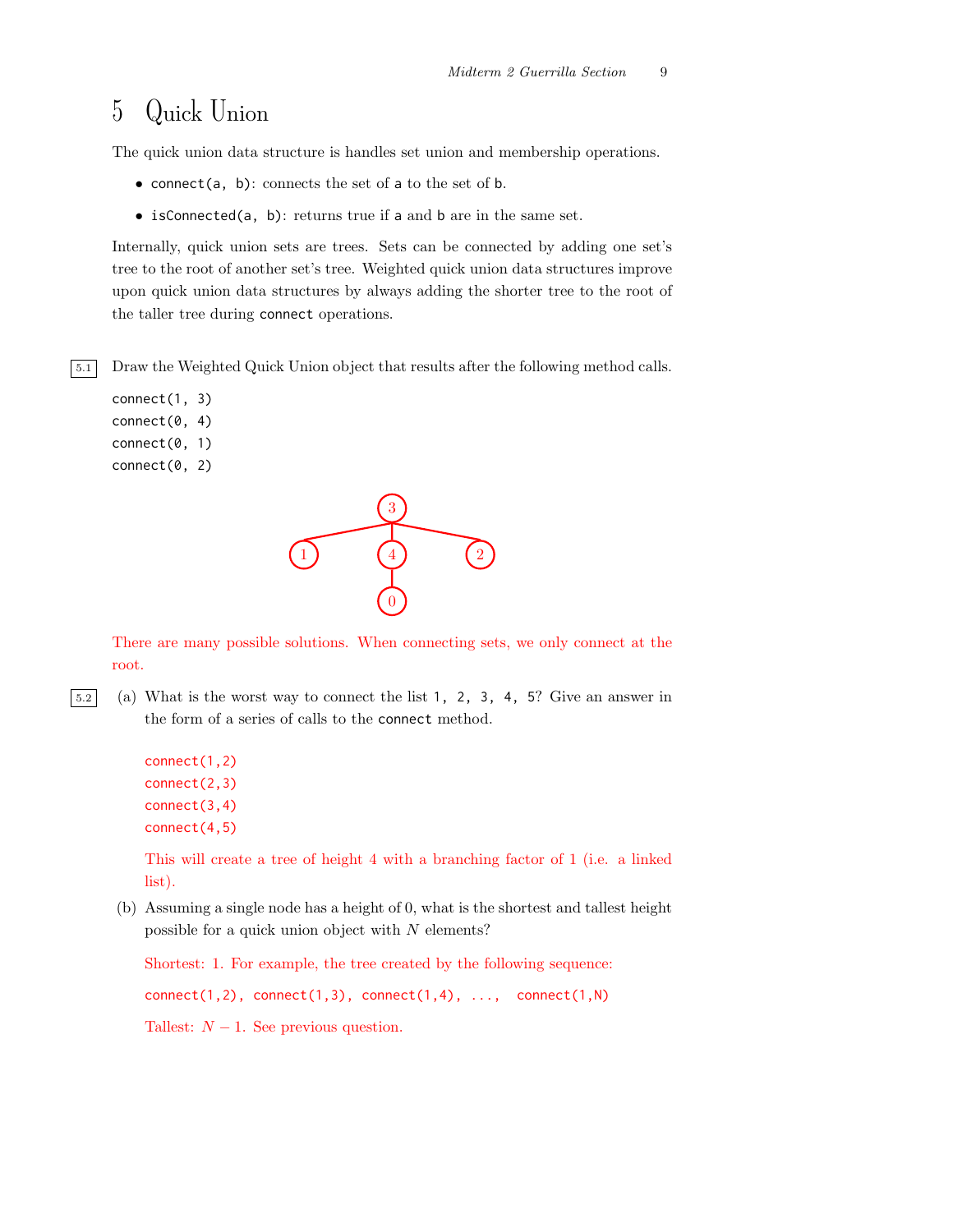# 5 Quick Union

The quick union data structure is handles set union and membership operations.

- `connect(a, b)`: connects the set of `a` to the set of `b`.
- `isConnected(a, b)`: returns true if `a` and `b` are in the same set.

Internally, quick union sets are trees. Sets can be connected by adding one set's tree to the root of another set's tree. Weighted quick union data structures improve upon quick union data structures by always adding the shorter tree to the root of the taller tree during `connect` operations.

**5.1** Draw the Weighted Quick Union object that results after the following method calls.

```
connect(1, 3)
connect(0, 4)
connect(0, 1)
connect(0, 2)
```

```
        3
      / | \
     1  4  2
        |
        0
```

There are many possible solutions. When connecting sets, we only connect at the root.

**5.2** (a) What is the worst way to connect the list `1, 2, 3, 4, 5`? Give an answer in the form of a series of calls to the `connect` method.

```
connect(1,2)
connect(2,3)
connect(3,4)
connect(4,5)
```

This will create a tree of height 4 with a branching factor of 1 (i.e. a linked list).

(b) Assuming a single node has a height of 0, what is the shortest and tallest height possible for a quick union object with $N$ elements?

Shortest: 1. For example, the tree created by the following sequence:

`connect(1,2), connect(1,3), connect(1,4), ..., connect(1,N)`

Tallest: $N - 1$. See previous question.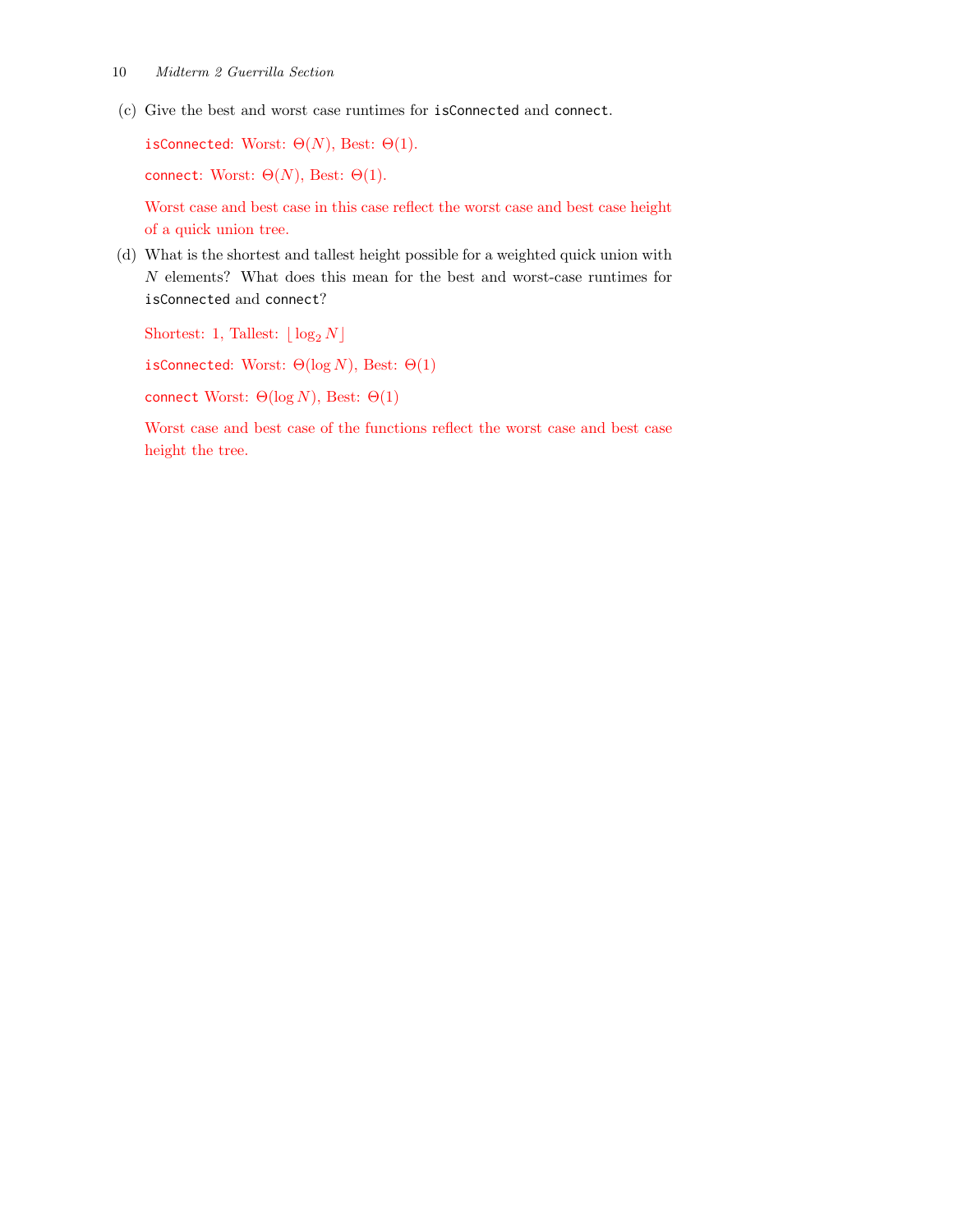(c) Give the best and worst case runtimes for `isConnected` and `connect`.

`isConnected`: Worst: $\Theta(N)$, Best: $\Theta(1)$.

`connect`: Worst: $\Theta(N)$, Best: $\Theta(1)$.

Worst case and best case in this case reflect the worst case and best case height of a quick union tree.

(d) What is the shortest and tallest height possible for a weighted quick union with $N$ elements? What does this mean for the best and worst-case runtimes for `isConnected` and `connect`?

Shortest: 1, Tallest: $\lfloor \log_2 N \rfloor$

`isConnected`: Worst: $\Theta(\log N)$, Best: $\Theta(1)$

`connect` Worst: $\Theta(\log N)$, Best: $\Theta(1)$

Worst case and best case of the functions reflect the worst case and best case height the tree.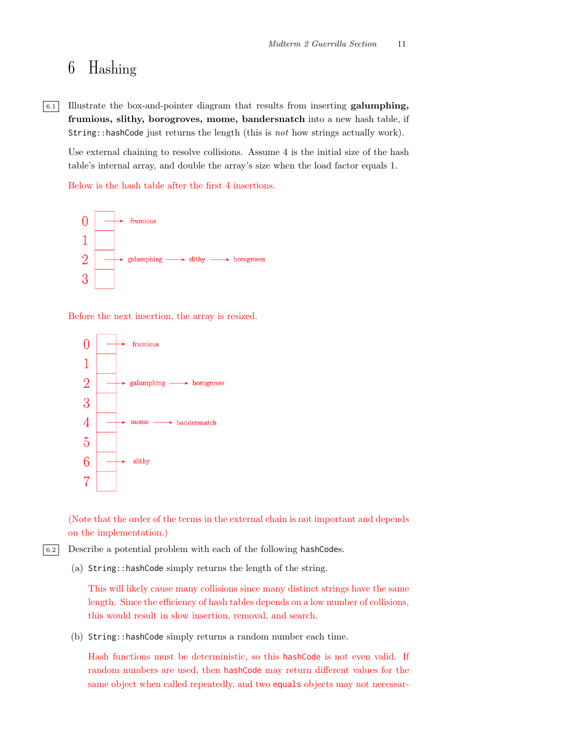# 6 Hashing

6.1 Illustrate the box-and-pointer diagram that results from inserting **galumphing, frumious, slithy, borogroves, mome, bandersnatch** into a new hash table, if `String::hashCode` just returns the length (this is *not* how strings actually work).

Use external chaining to resolve collisions. Assume 4 is the initial size of the hash table's internal array, and double the array's size when the load factor equals 1.

Below is the hash table after the first 4 insertions.

```
0 [ ] → frumious
1 [ ]
2 [ ] → galumphing → slithy → borogroves
3 [ ]
```

Before the next insertion, the array is resized.

```
0 [ ] → frumious
1 [ ]
2 [ ] → galumphing → borogroves
3 [ ]
4 [ ] → mome → bandersnatch
5 [ ]
6 [ ] → slithy
7 [ ]
```

(Note that the order of the terms in the external chain is not important and depends on the implementation.)

6.2 Describe a potential problem with each of the following `hashCode`s.

(a) `String::hashCode` simply returns the length of the string.

This will likely cause many collisions since many distinct strings have the same length. Since the efficiency of hash tables depends on a low number of collisions, this would result in slow insertion, removal, and search.

(b) `String::hashCode` simply returns a random number each time.

Hash functions must be deterministic, so this `hashCode` is not even valid. If random numbers are used, then `hashCode` may return different values for the same object when called repeatedly, and two `equals` objects may not necessar-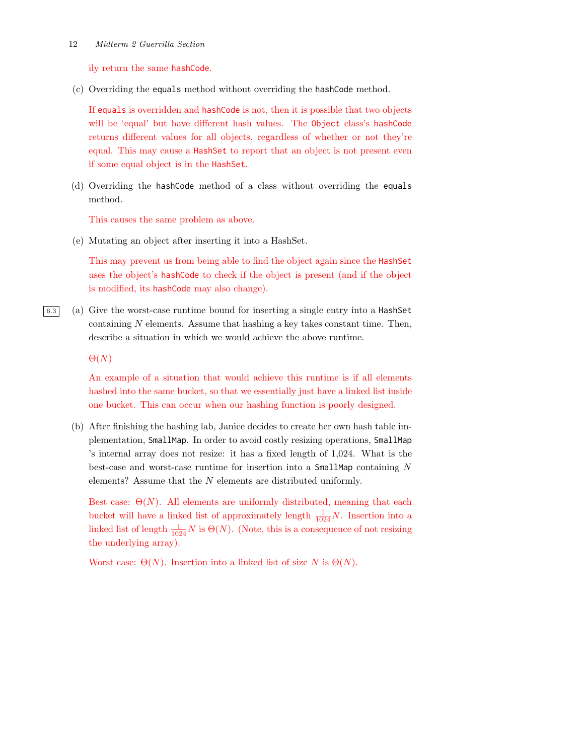ily return the same `hashCode`.

(c) Overriding the `equals` method without overriding the `hashCode` method.

If `equals` is overridden and `hashCode` is not, then it is possible that two objects will be 'equal' but have different hash values. The `Object` class's `hashCode` returns different values for all objects, regardless of whether or not they're equal. This may cause a `HashSet` to report that an object is not present even if some equal object is in the `HashSet`.

(d) Overriding the `hashCode` method of a class without overriding the `equals` method.

This causes the same problem as above.

(e) Mutating an object after inserting it into a HashSet.

This may prevent us from being able to find the object again since the `HashSet` uses the object's `hashCode` to check if the object is present (and if the object is modified, its `hashCode` may also change).

6.3 (a) Give the worst-case runtime bound for inserting a single entry into a `HashSet` containing $N$ elements. Assume that hashing a key takes constant time. Then, describe a situation in which we would achieve the above runtime.

$\Theta(N)$

An example of a situation that would achieve this runtime is if all elements hashed into the same bucket, so that we essentially just have a linked list inside one bucket. This can occur when our hashing function is poorly designed.

(b) After finishing the hashing lab, Janice decides to create her own hash table implementation, `SmallMap`. In order to avoid costly resizing operations, `SmallMap` 's internal array does not resize: it has a fixed length of 1,024. What is the best-case and worst-case runtime for insertion into a `SmallMap` containing $N$ elements? Assume that the $N$ elements are distributed uniformly.

Best case: $\Theta(N)$. All elements are uniformly distributed, meaning that each bucket will have a linked list of approximately length $\frac{1}{1024}N$. Insertion into a linked list of length $\frac{1}{1024}N$ is $\Theta(N)$. (Note, this is a consequence of not resizing the underlying array).

Worst case: $\Theta(N)$. Insertion into a linked list of size $N$ is $\Theta(N)$.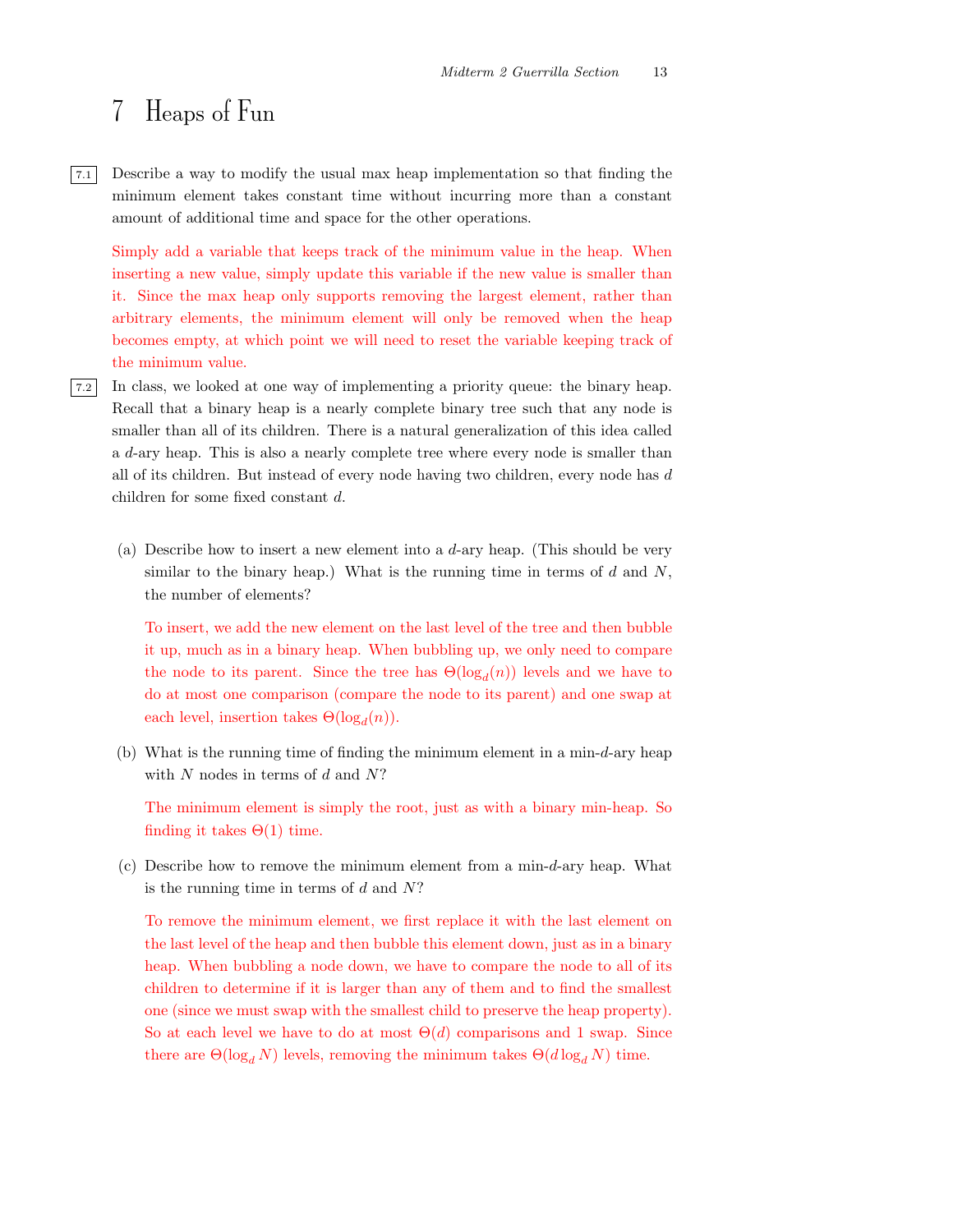# 7 Heaps of Fun

**7.1** Describe a way to modify the usual max heap implementation so that finding the minimum element takes constant time without incurring more than a constant amount of additional time and space for the other operations.

Simply add a variable that keeps track of the minimum value in the heap. When inserting a new value, simply update this variable if the new value is smaller than it. Since the max heap only supports removing the largest element, rather than arbitrary elements, the minimum element will only be removed when the heap becomes empty, at which point we will need to reset the variable keeping track of the minimum value.

**7.2** In class, we looked at one way of implementing a priority queue: the binary heap. Recall that a binary heap is a nearly complete binary tree such that any node is smaller than all of its children. There is a natural generalization of this idea called a $d$-ary heap. This is also a nearly complete tree where every node is smaller than all of its children. But instead of every node having two children, every node has $d$ children for some fixed constant $d$.

(a) Describe how to insert a new element into a $d$-ary heap. (This should be very similar to the binary heap.) What is the running time in terms of $d$ and $N$, the number of elements?

To insert, we add the new element on the last level of the tree and then bubble it up, much as in a binary heap. When bubbling up, we only need to compare the node to its parent. Since the tree has $\Theta(\log_d(n))$ levels and we have to do at most one comparison (compare the node to its parent) and one swap at each level, insertion takes $\Theta(\log_d(n))$.

(b) What is the running time of finding the minimum element in a min-$d$-ary heap with $N$ nodes in terms of $d$ and $N$?

The minimum element is simply the root, just as with a binary min-heap. So finding it takes $\Theta(1)$ time.

(c) Describe how to remove the minimum element from a min-$d$-ary heap. What is the running time in terms of $d$ and $N$?

To remove the minimum element, we first replace it with the last element on the last level of the heap and then bubble this element down, just as in a binary heap. When bubbling a node down, we have to compare the node to all of its children to determine if it is larger than any of them and to find the smallest one (since we must swap with the smallest child to preserve the heap property). So at each level we have to do at most $\Theta(d)$ comparisons and 1 swap. Since there are $\Theta(\log_d N)$ levels, removing the minimum takes $\Theta(d \log_d N)$ time.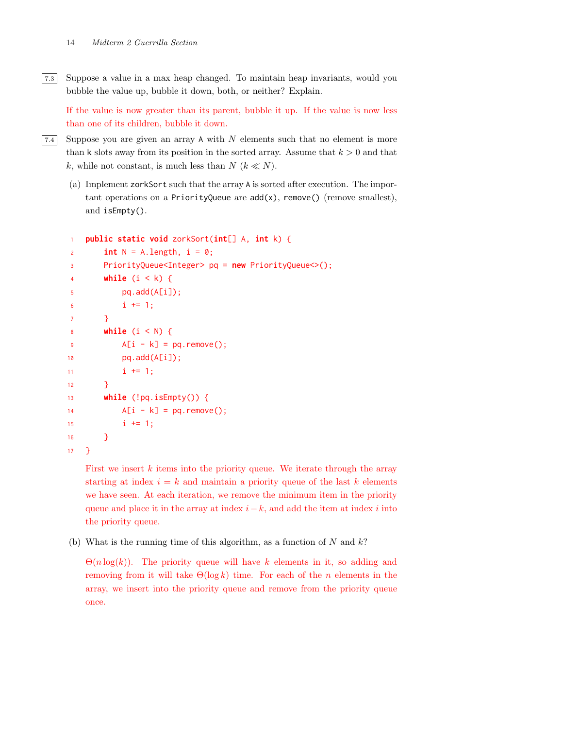**7.3** Suppose a value in a max heap changed. To maintain heap invariants, would you bubble the value up, bubble it down, both, or neither? Explain.

If the value is now greater than its parent, bubble it up. If the value is now less than one of its children, bubble it down.

**7.4** Suppose you are given an array `A` with $N$ elements such that no element is more than `k` slots away from its position in the sorted array. Assume that $k > 0$ and that $k$, while not constant, is much less than $N$ ($k \ll N$).

(a) Implement `zorkSort` such that the array `A` is sorted after execution. The important operations on a `PriorityQueue` are `add(x)`, `remove()` (remove smallest), and `isEmpty()`.

```java
public static void zorkSort(int[] A, int k) {
    int N = A.length, i = 0;
    PriorityQueue<Integer> pq = new PriorityQueue<>();
    while (i < k) {
        pq.add(A[i]);
        i += 1;
    }
    while (i < N) {
        A[i - k] = pq.remove();
        pq.add(A[i]);
        i += 1;
    }
    while (!pq.isEmpty()) {
        A[i - k] = pq.remove();
        i += 1;
    }
}
```

First we insert $k$ items into the priority queue. We iterate through the array starting at index $i = k$ and maintain a priority queue of the last $k$ elements we have seen. At each iteration, we remove the minimum item in the priority queue and place it in the array at index $i - k$, and add the item at index $i$ into the priority queue.

(b) What is the running time of this algorithm, as a function of $N$ and $k$?

$\Theta(n \log(k))$. The priority queue will have $k$ elements in it, so adding and removing from it will take $\Theta(\log k)$ time. For each of the $n$ elements in the array, we insert into the priority queue and remove from the priority queue once.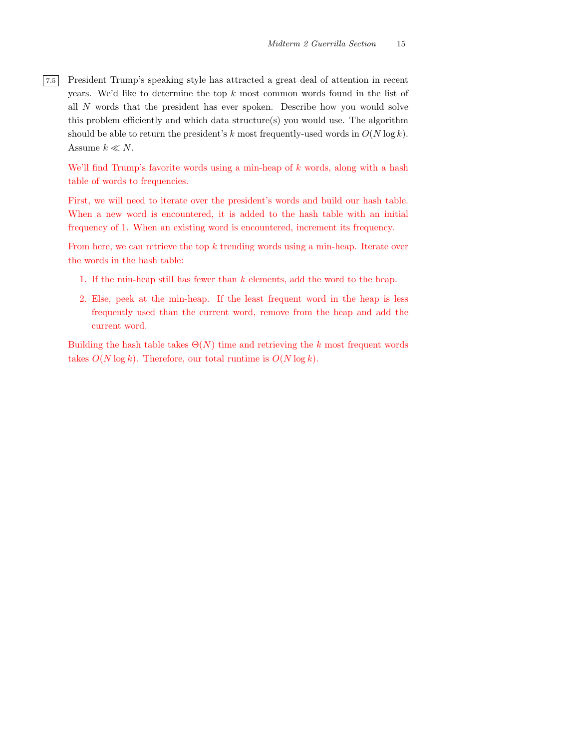7.5 President Trump's speaking style has attracted a great deal of attention in recent years. We'd like to determine the top $k$ most common words found in the list of all $N$ words that the president has ever spoken. Describe how you would solve this problem efficiently and which data structure(s) you would use. The algorithm should be able to return the president's $k$ most frequently-used words in $O(N \log k)$. Assume $k \ll N$.

We'll find Trump's favorite words using a min-heap of $k$ words, along with a hash table of words to frequencies.

First, we will need to iterate over the president's words and build our hash table. When a new word is encountered, it is added to the hash table with an initial frequency of 1. When an existing word is encountered, increment its frequency.

From here, we can retrieve the top $k$ trending words using a min-heap. Iterate over the words in the hash table:

1. If the min-heap still has fewer than $k$ elements, add the word to the heap.
2. Else, peek at the min-heap. If the least frequent word in the heap is less frequently used than the current word, remove from the heap and add the current word.

Building the hash table takes $\Theta(N)$ time and retrieving the $k$ most frequent words takes $O(N \log k)$. Therefore, our total runtime is $O(N \log k)$.